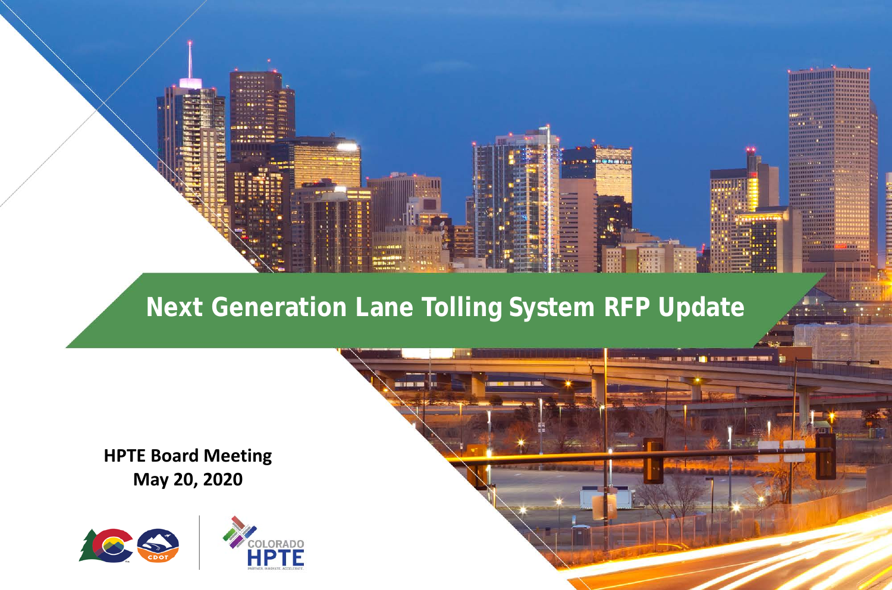# Next Generation Lane Tolling System RFP Update

**HPTE Board Meeting**
**May 20, 2020**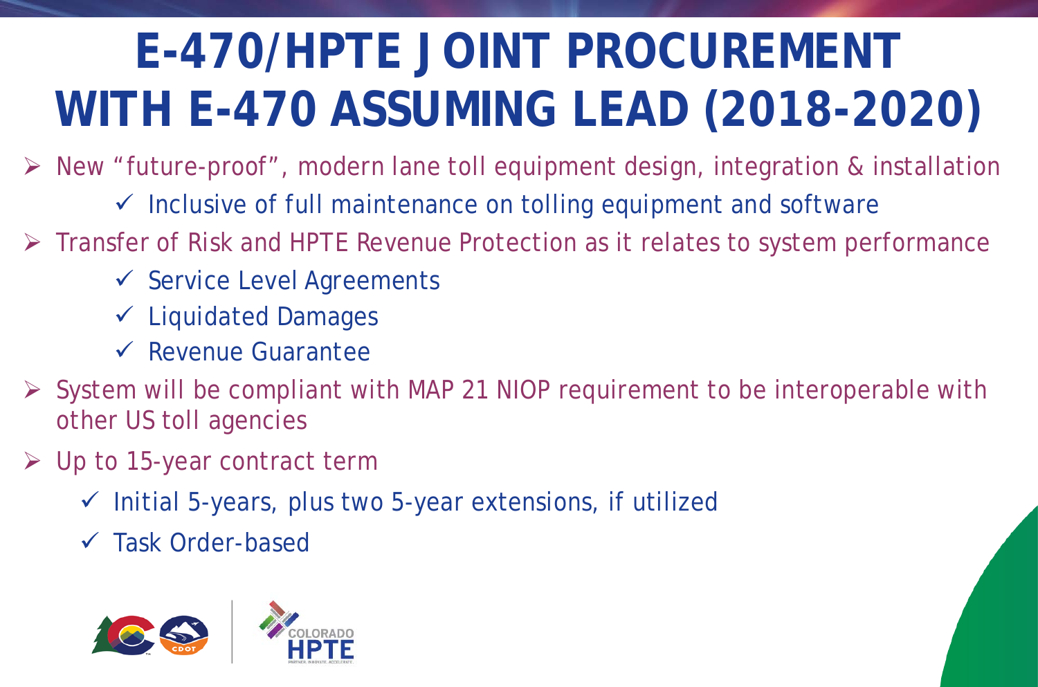# E-470/HPTE JOINT PROCUREMENT WITH E-470 ASSUMING LEAD (2018-2020)

- New "future-proof", modern lane toll equipment design, integration & installation
  - ✓ Inclusive of full maintenance on tolling equipment and software
- Transfer of Risk and HPTE Revenue Protection as it relates to system performance
  - ✓ Service Level Agreements
  - ✓ Liquidated Damages
  - ✓ Revenue Guarantee
- System will be compliant with MAP 21 NIOP requirement to be interoperable with other US toll agencies
- Up to 15-year contract term
  - ✓ Initial 5-years, plus two 5-year extensions, if utilized
  - ✓ Task Order-based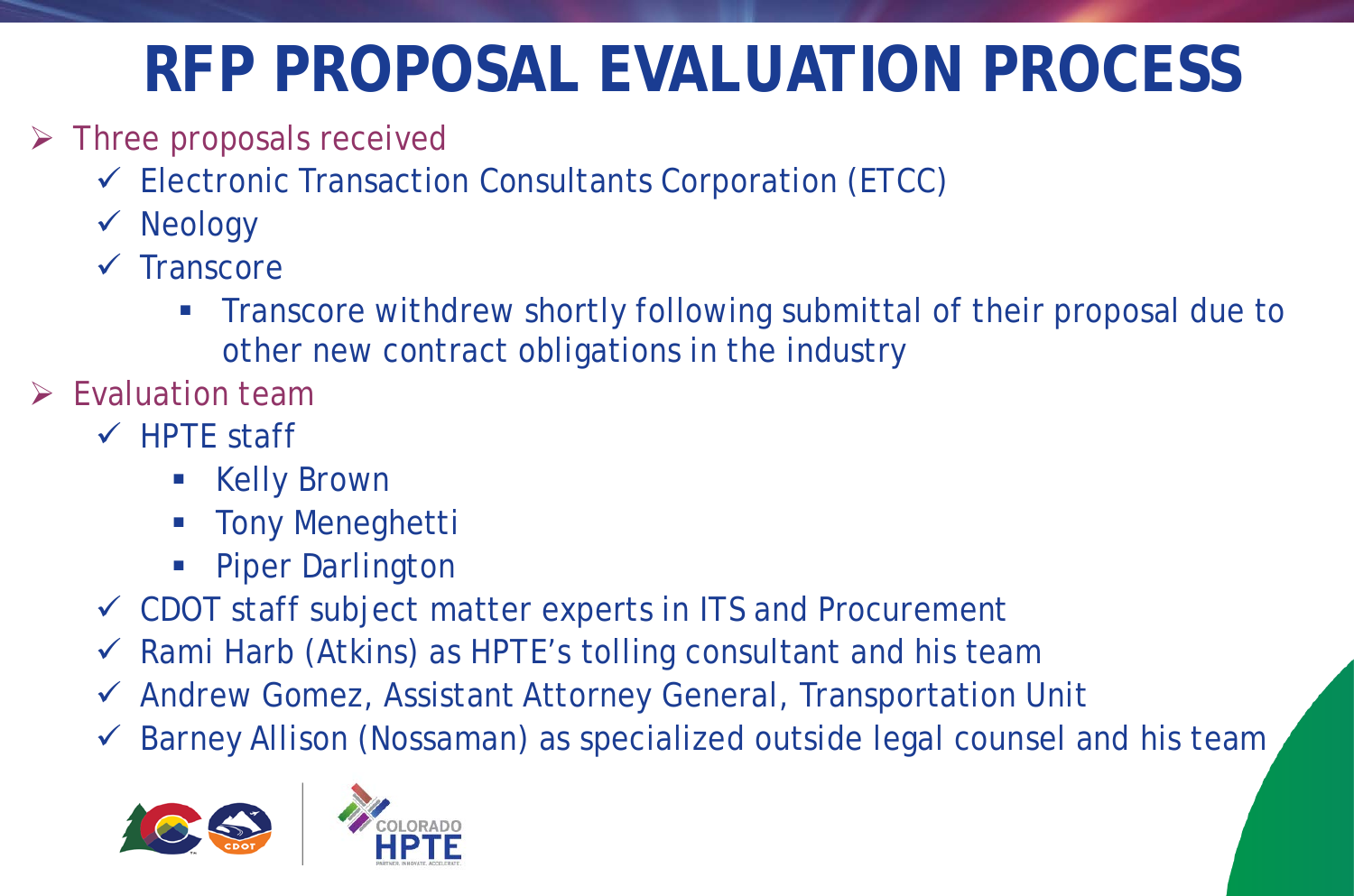# RFP PROPOSAL EVALUATION PROCESS

- Three proposals received
  - Electronic Transaction Consultants Corporation (ETCC)
  - Neology
  - Transcore
    - Transcore withdrew shortly following submittal of their proposal due to other new contract obligations in the industry
- Evaluation team
  - HPTE staff
    - Kelly Brown
    - Tony Meneghetti
    - Piper Darlington
  - CDOT staff subject matter experts in ITS and Procurement
  - Rami Harb (Atkins) as HPTE's tolling consultant and his team
  - Andrew Gomez, Assistant Attorney General, Transportation Unit
  - Barney Allison (Nossaman) as specialized outside legal counsel and his team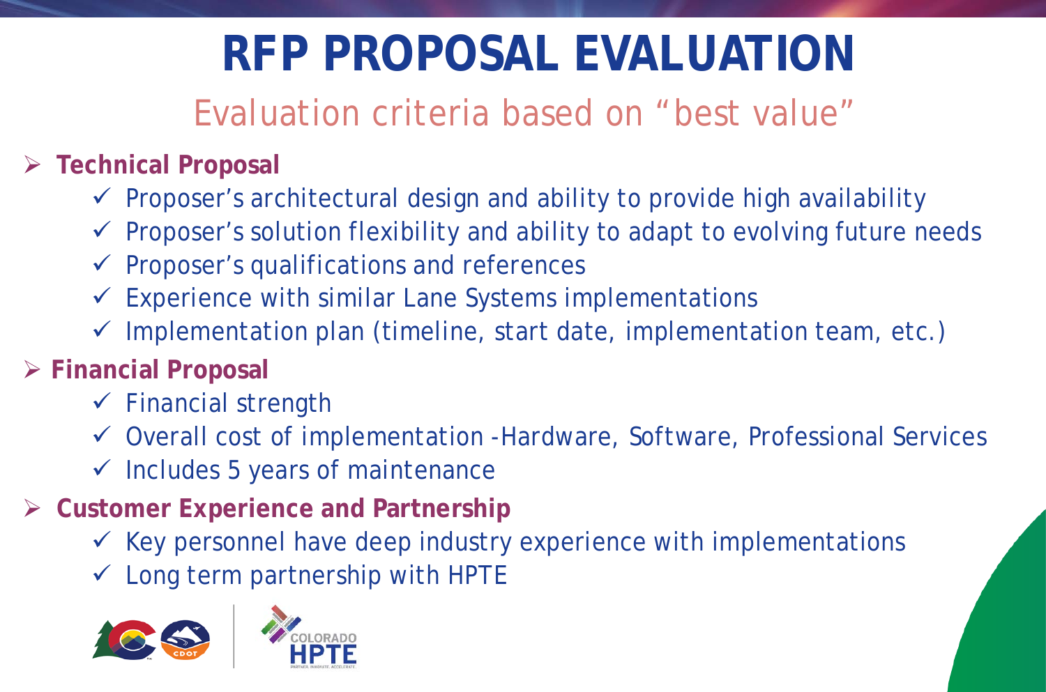# RFP PROPOSAL EVALUATION

## Evaluation criteria based on "best value"

- **Technical Proposal**
  - ✓ Proposer's architectural design and ability to provide high availability
  - ✓ Proposer's solution flexibility and ability to adapt to evolving future needs
  - ✓ Proposer's qualifications and references
  - ✓ Experience with similar Lane Systems implementations
  - ✓ Implementation plan (timeline, start date, implementation team, etc.)
- **Financial Proposal**
  - ✓ Financial strength
  - ✓ Overall cost of implementation -Hardware, Software, Professional Services
  - ✓ Includes 5 years of maintenance
- **Customer Experience and Partnership**
  - ✓ Key personnel have deep industry experience with implementations
  - ✓ Long term partnership with HPTE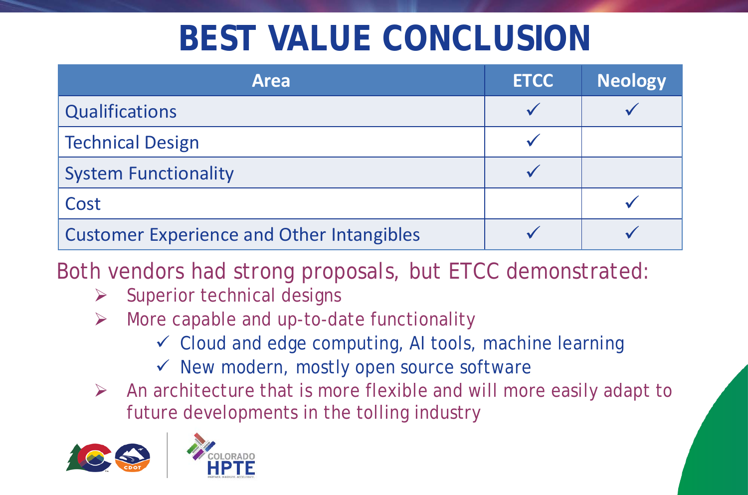# BEST VALUE CONCLUSION

| Area | ETCC | Neology |
|---|---|---|
| Qualifications | ✓ | ✓ |
| Technical Design | ✓ | |
| System Functionality | ✓ | |
| Cost | | ✓ |
| Customer Experience and Other Intangibles | ✓ | ✓ |

Both vendors had strong proposals, but ETCC demonstrated:

- Superior technical designs
- More capable and up-to-date functionality
  - ✓ Cloud and edge computing, AI tools, machine learning
  - ✓ New modern, mostly open source software
- An architecture that is more flexible and will more easily adapt to future developments in the tolling industry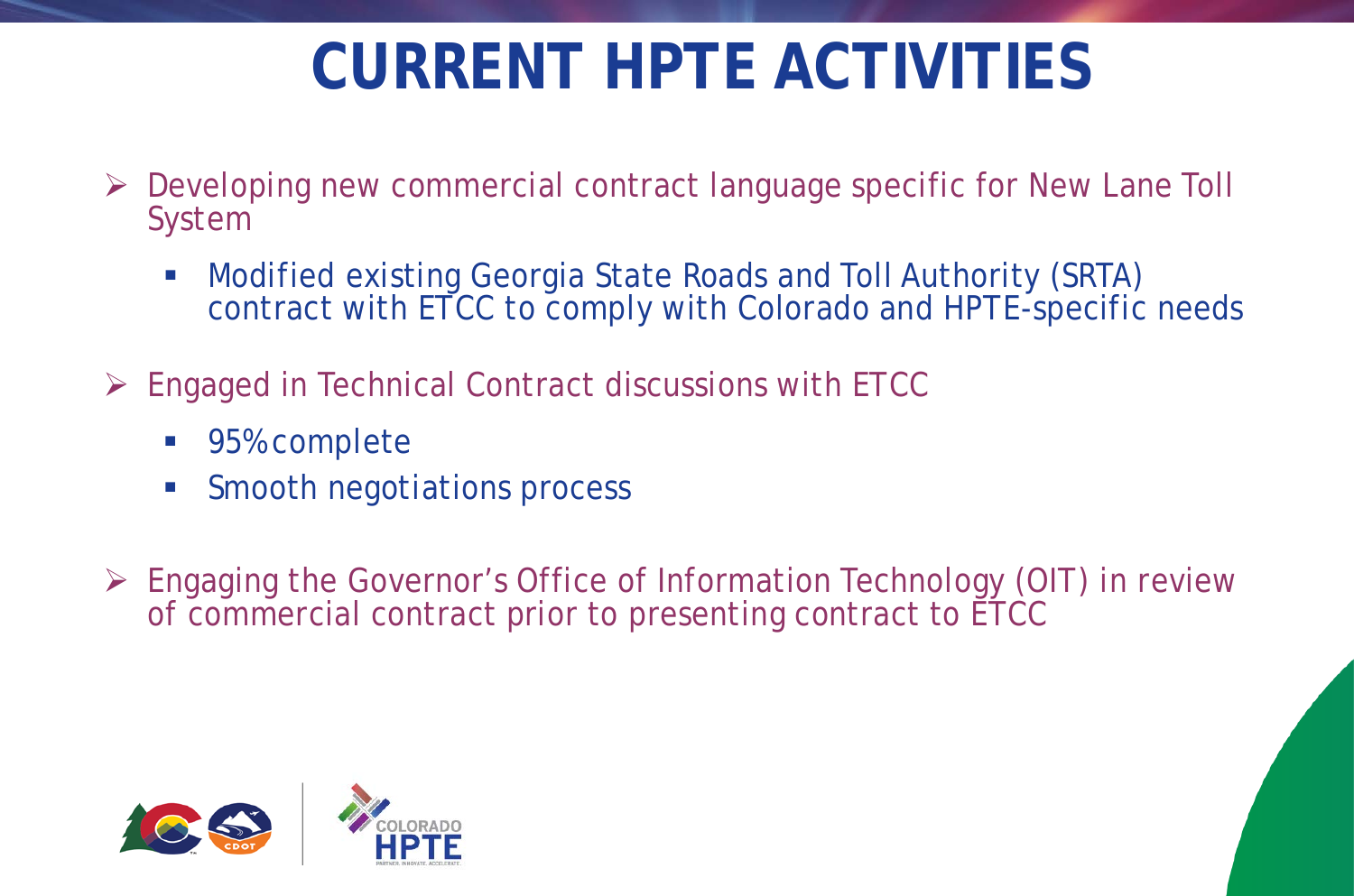# CURRENT HPTE ACTIVITIES

- Developing new commercial contract language specific for New Lane Toll System
  - Modified existing Georgia State Roads and Toll Authority (SRTA) contract with ETCC to comply with Colorado and HPTE-specific needs
- Engaged in Technical Contract discussions with ETCC
  - 95% complete
  - Smooth negotiations process
- Engaging the Governor's Office of Information Technology (OIT) in review of commercial contract prior to presenting contract to ETCC